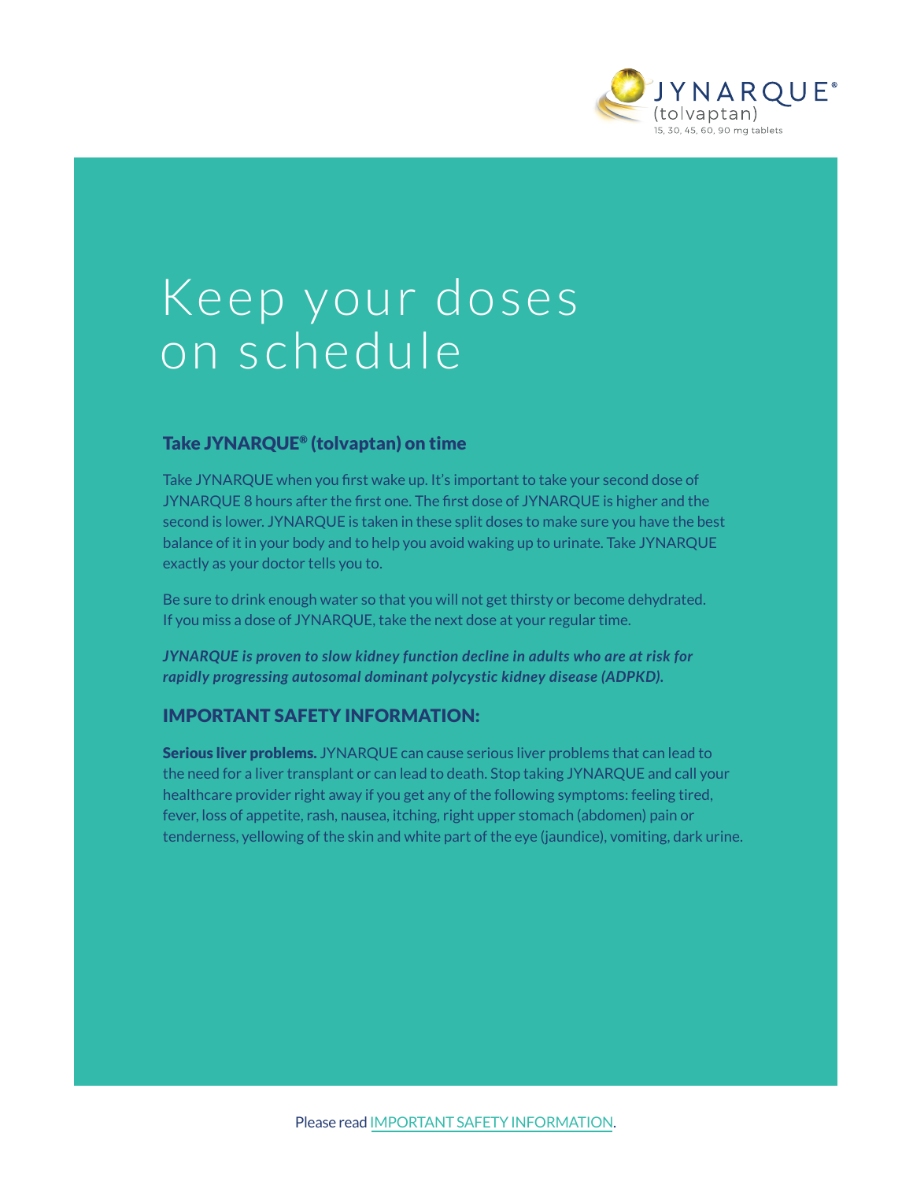JYNARQUE®
(tolvaptan)
15, 30, 45, 60, 90 mg tablets

# Keep your doses on schedule

## Take JYNARQUE® (tolvaptan) on time

Take JYNARQUE when you first wake up. It's important to take your second dose of JYNARQUE 8 hours after the first one. The first dose of JYNARQUE is higher and the second is lower. JYNARQUE is taken in these split doses to make sure you have the best balance of it in your body and to help you avoid waking up to urinate. Take JYNARQUE exactly as your doctor tells you to.

Be sure to drink enough water so that you will not get thirsty or become dehydrated. If you miss a dose of JYNARQUE, take the next dose at your regular time.

***JYNARQUE is proven to slow kidney function decline in adults who are at risk for rapidly progressing autosomal dominant polycystic kidney disease (ADPKD).***

## IMPORTANT SAFETY INFORMATION:

**Serious liver problems.** JYNARQUE can cause serious liver problems that can lead to the need for a liver transplant or can lead to death. Stop taking JYNARQUE and call your healthcare provider right away if you get any of the following symptoms: feeling tired, fever, loss of appetite, rash, nausea, itching, right upper stomach (abdomen) pain or tenderness, yellowing of the skin and white part of the eye (jaundice), vomiting, dark urine.

Please read IMPORTANT SAFETY INFORMATION.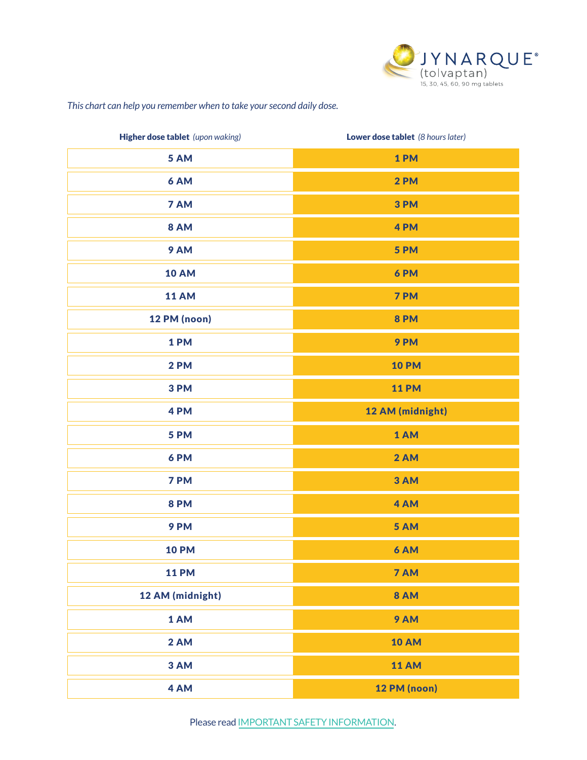JYNARQUE® (tolvaptan) 15, 30, 45, 60, 90 mg tablets

*This chart can help you remember when to take your second daily dose.*

| **Higher dose tablet** *(upon waking)* | **Lower dose tablet** *(8 hours later)* |
|---|---|
| **5 AM** | **1 PM** |
| **6 AM** | **2 PM** |
| **7 AM** | **3 PM** |
| **8 AM** | **4 PM** |
| **9 AM** | **5 PM** |
| **10 AM** | **6 PM** |
| **11 AM** | **7 PM** |
| **12 PM (noon)** | **8 PM** |
| **1 PM** | **9 PM** |
| **2 PM** | **10 PM** |
| **3 PM** | **11 PM** |
| **4 PM** | **12 AM (midnight)** |
| **5 PM** | **1 AM** |
| **6 PM** | **2 AM** |
| **7 PM** | **3 AM** |
| **8 PM** | **4 AM** |
| **9 PM** | **5 AM** |
| **10 PM** | **6 AM** |
| **11 PM** | **7 AM** |
| **12 AM (midnight)** | **8 AM** |
| **1 AM** | **9 AM** |
| **2 AM** | **10 AM** |
| **3 AM** | **11 AM** |
| **4 AM** | **12 PM (noon)** |

Please read IMPORTANT SAFETY INFORMATION.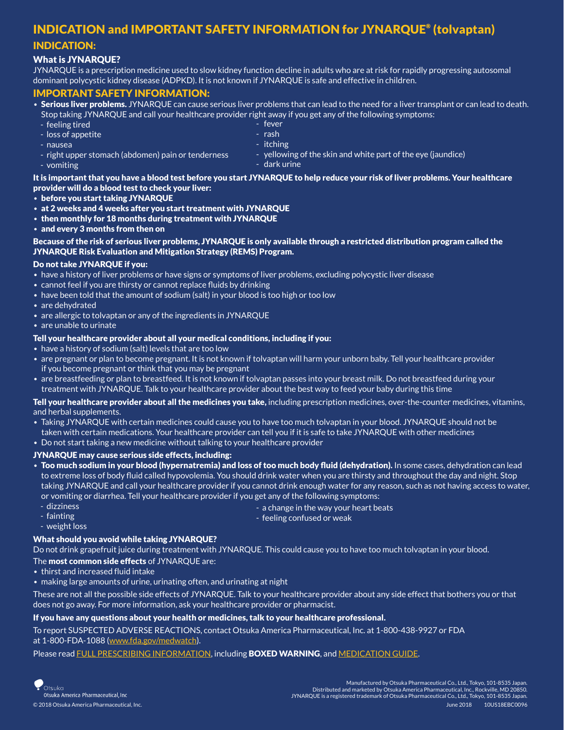# INDICATION and IMPORTANT SAFETY INFORMATION for JYNARQUE® (tolvaptan)

## INDICATION:

### What is JYNARQUE?

JYNARQUE is a prescription medicine used to slow kidney function decline in adults who are at risk for rapidly progressing autosomal dominant polycystic kidney disease (ADPKD). It is not known if JYNARQUE is safe and effective in children.

## IMPORTANT SAFETY INFORMATION:

- **Serious liver problems.** JYNARQUE can cause serious liver problems that can lead to the need for a liver transplant or can lead to death. Stop taking JYNARQUE and call your healthcare provider right away if you get any of the following symptoms:
  - feeling tired
  - loss of appetite
  - nausea
  - right upper stomach (abdomen) pain or tenderness
  - vomiting
  - fever
  - rash
  - itching
  - yellowing of the skin and white part of the eye (jaundice)
  - dark urine

**It is important that you have a blood test before you start JYNARQUE to help reduce your risk of liver problems. Your healthcare provider will do a blood test to check your liver:**

- **before you start taking JYNARQUE**
- **at 2 weeks and 4 weeks after you start treatment with JYNARQUE**
- **then monthly for 18 months during treatment with JYNARQUE**
- **and every 3 months from then on**

**Because of the risk of serious liver problems, JYNARQUE is only available through a restricted distribution program called the JYNARQUE Risk Evaluation and Mitigation Strategy (REMS) Program.**

**Do not take JYNARQUE if you:**

- have a history of liver problems or have signs or symptoms of liver problems, excluding polycystic liver disease
- cannot feel if you are thirsty or cannot replace fluids by drinking
- have been told that the amount of sodium (salt) in your blood is too high or too low
- are dehydrated
- are allergic to tolvaptan or any of the ingredients in JYNARQUE
- are unable to urinate

**Tell your healthcare provider about all your medical conditions, including if you:**

- have a history of sodium (salt) levels that are too low
- are pregnant or plan to become pregnant. It is not known if tolvaptan will harm your unborn baby. Tell your healthcare provider if you become pregnant or think that you may be pregnant
- are breastfeeding or plan to breastfeed. It is not known if tolvaptan passes into your breast milk. Do not breastfeed during your treatment with JYNARQUE. Talk to your healthcare provider about the best way to feed your baby during this time

**Tell your healthcare provider about all the medicines you take,** including prescription medicines, over-the-counter medicines, vitamins, and herbal supplements.

- Taking JYNARQUE with certain medicines could cause you to have too much tolvaptan in your blood. JYNARQUE should not be taken with certain medications. Your healthcare provider can tell you if it is safe to take JYNARQUE with other medicines
- Do not start taking a new medicine without talking to your healthcare provider

**JYNARQUE may cause serious side effects, including:**

- **Too much sodium in your blood (hypernatremia) and loss of too much body fluid (dehydration).** In some cases, dehydration can lead to extreme loss of body fluid called hypovolemia. You should drink water when you are thirsty and throughout the day and night. Stop taking JYNARQUE and call your healthcare provider if you cannot drink enough water for any reason, such as not having access to water, or vomiting or diarrhea. Tell your healthcare provider if you get any of the following symptoms:
  - dizziness
  - fainting
  - weight loss
  - a change in the way your heart beats
  - feeling confused or weak

**What should you avoid while taking JYNARQUE?**

Do not drink grapefruit juice during treatment with JYNARQUE. This could cause you to have too much tolvaptan in your blood.

The **most common side effects** of JYNARQUE are:

- thirst and increased fluid intake
- making large amounts of urine, urinating often, and urinating at night

These are not all the possible side effects of JYNARQUE. Talk to your healthcare provider about any side effect that bothers you or that does not go away. For more information, ask your healthcare provider or pharmacist.

**If you have any questions about your health or medicines, talk to your healthcare professional.**

To report SUSPECTED ADVERSE REACTIONS, contact Otsuka America Pharmaceutical, Inc. at 1-800-438-9927 or FDA at 1-800-FDA-1088 (www.fda.gov/medwatch).

Please read FULL PRESCRIBING INFORMATION, including **BOXED WARNING**, and MEDICATION GUIDE.

Otsuka
Otsuka America Pharmaceutical, Inc

© 2018 Otsuka America Pharmaceutical, Inc.

Manufactured by Otsuka Pharmaceutical Co., Ltd., Tokyo, 101-8535 Japan.
Distributed and marketed by Otsuka America Pharmaceutical, Inc., Rockville, MD 20850.
JYNARQUE is a registered trademark of Otsuka Pharmaceutical Co., Ltd., Tokyo, 101-8535 Japan.
June 2018 10US18EBC0096